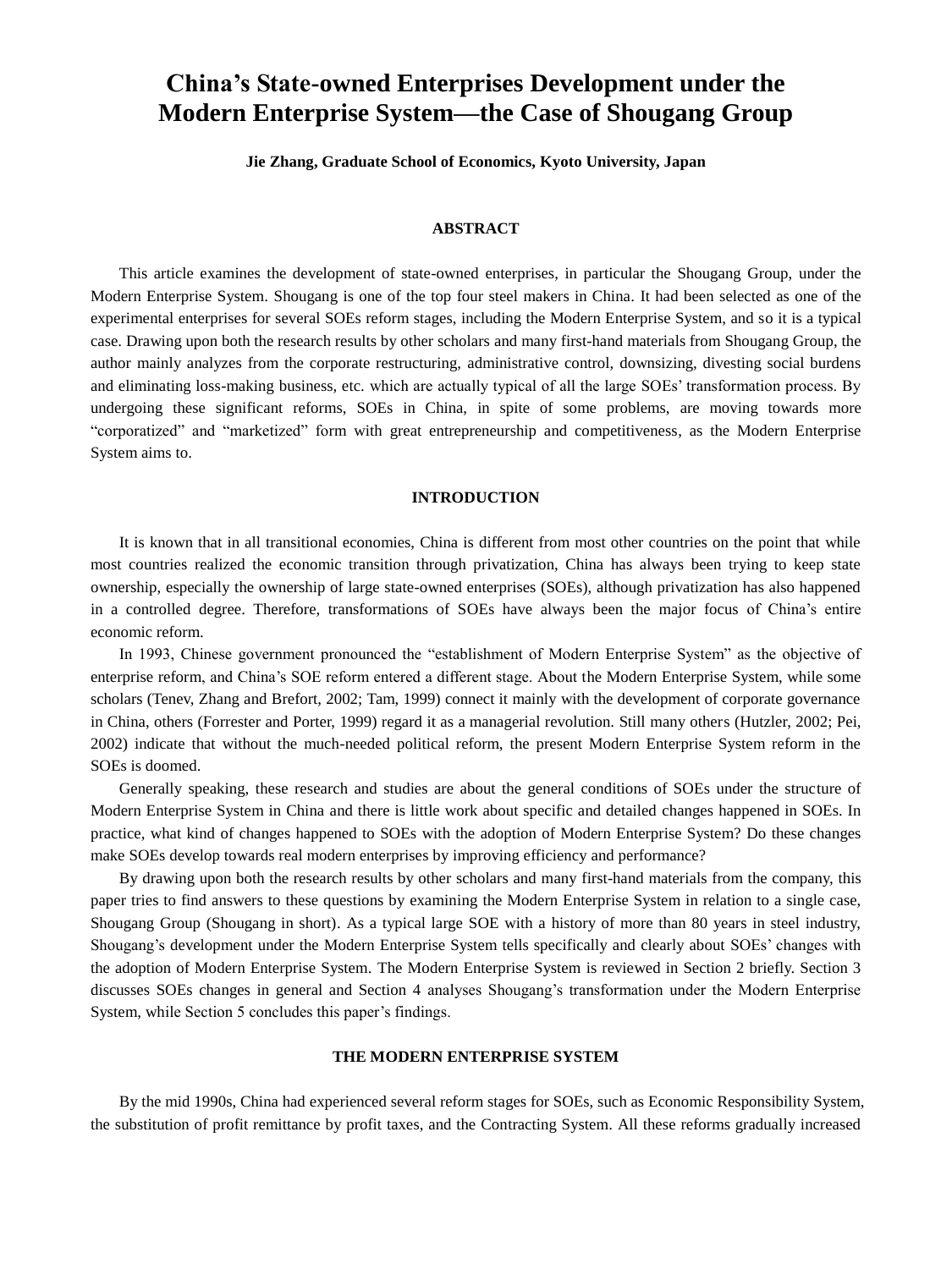# China's State-owned Enterprises Development under the Modern Enterprise System—the Case of Shougang Group

**Jie Zhang, Graduate School of Economics, Kyoto University, Japan**

## ABSTRACT

This article examines the development of state-owned enterprises, in particular the Shougang Group, under the Modern Enterprise System. Shougang is one of the top four steel makers in China. It had been selected as one of the experimental enterprises for several SOEs reform stages, including the Modern Enterprise System, and so it is a typical case. Drawing upon both the research results by other scholars and many first-hand materials from Shougang Group, the author mainly analyzes from the corporate restructuring, administrative control, downsizing, divesting social burdens and eliminating loss-making business, etc. which are actually typical of all the large SOEs' transformation process. By undergoing these significant reforms, SOEs in China, in spite of some problems, are moving towards more "corporatized" and "marketized" form with great entrepreneurship and competitiveness, as the Modern Enterprise System aims to.

## INTRODUCTION

It is known that in all transitional economies, China is different from most other countries on the point that while most countries realized the economic transition through privatization, China has always been trying to keep state ownership, especially the ownership of large state-owned enterprises (SOEs), although privatization has also happened in a controlled degree. Therefore, transformations of SOEs have always been the major focus of China's entire economic reform.

In 1993, Chinese government pronounced the "establishment of Modern Enterprise System" as the objective of enterprise reform, and China's SOE reform entered a different stage. About the Modern Enterprise System, while some scholars (Tenev, Zhang and Brefort, 2002; Tam, 1999) connect it mainly with the development of corporate governance in China, others (Forrester and Porter, 1999) regard it as a managerial revolution. Still many others (Hutzler, 2002; Pei, 2002) indicate that without the much-needed political reform, the present Modern Enterprise System reform in the SOEs is doomed.

Generally speaking, these research and studies are about the general conditions of SOEs under the structure of Modern Enterprise System in China and there is little work about specific and detailed changes happened in SOEs. In practice, what kind of changes happened to SOEs with the adoption of Modern Enterprise System? Do these changes make SOEs develop towards real modern enterprises by improving efficiency and performance?

By drawing upon both the research results by other scholars and many first-hand materials from the company, this paper tries to find answers to these questions by examining the Modern Enterprise System in relation to a single case, Shougang Group (Shougang in short). As a typical large SOE with a history of more than 80 years in steel industry, Shougang's development under the Modern Enterprise System tells specifically and clearly about SOEs' changes with the adoption of Modern Enterprise System. The Modern Enterprise System is reviewed in Section 2 briefly. Section 3 discusses SOEs changes in general and Section 4 analyses Shougang's transformation under the Modern Enterprise System, while Section 5 concludes this paper's findings.

## THE MODERN ENTERPRISE SYSTEM

By the mid 1990s, China had experienced several reform stages for SOEs, such as Economic Responsibility System, the substitution of profit remittance by profit taxes, and the Contracting System. All these reforms gradually increased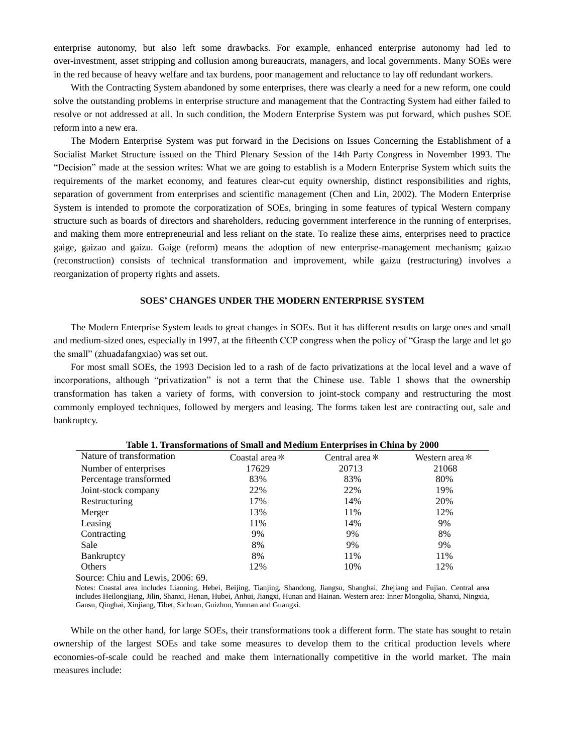enterprise autonomy, but also left some drawbacks. For example, enhanced enterprise autonomy had led to over-investment, asset stripping and collusion among bureaucrats, managers, and local governments. Many SOEs were in the red because of heavy welfare and tax burdens, poor management and reluctance to lay off redundant workers.

With the Contracting System abandoned by some enterprises, there was clearly a need for a new reform, one could solve the outstanding problems in enterprise structure and management that the Contracting System had either failed to resolve or not addressed at all. In such condition, the Modern Enterprise System was put forward, which pushes SOE reform into a new era.

The Modern Enterprise System was put forward in the Decisions on Issues Concerning the Establishment of a Socialist Market Structure issued on the Third Plenary Session of the 14th Party Congress in November 1993. The "Decision" made at the session writes: What we are going to establish is a Modern Enterprise System which suits the requirements of the market economy, and features clear-cut equity ownership, distinct responsibilities and rights, separation of government from enterprises and scientific management (Chen and Lin, 2002). The Modern Enterprise System is intended to promote the corporatization of SOEs, bringing in some features of typical Western company structure such as boards of directors and shareholders, reducing government interference in the running of enterprises, and making them more entrepreneurial and less reliant on the state. To realize these aims, enterprises need to practice gaige, gaizao and gaizu. Gaige (reform) means the adoption of new enterprise-management mechanism; gaizao (reconstruction) consists of technical transformation and improvement, while gaizu (restructuring) involves a reorganization of property rights and assets.

## SOES' CHANGES UNDER THE MODERN ENTERPRISE SYSTEM

The Modern Enterprise System leads to great changes in SOEs. But it has different results on large ones and small and medium-sized ones, especially in 1997, at the fifteenth CCP congress when the policy of "Grasp the large and let go the small" (zhuadafangxiao) was set out.

For most small SOEs, the 1993 Decision led to a rash of de facto privatizations at the local level and a wave of incorporations, although "privatization" is not a term that the Chinese use. Table 1 shows that the ownership transformation has taken a variety of forms, with conversion to joint-stock company and restructuring the most commonly employed techniques, followed by mergers and leasing. The forms taken lest are contracting out, sale and bankruptcy.

**Table 1. Transformations of Small and Medium Enterprises in China by 2000**

| Nature of transformation | Coastal area＊ | Central area＊ | Western area＊ |
|---|---|---|---|
| Number of enterprises | 17629 | 20713 | 21068 |
| Percentage transformed | 83% | 83% | 80% |
| Joint-stock company | 22% | 22% | 19% |
| Restructuring | 17% | 14% | 20% |
| Merger | 13% | 11% | 12% |
| Leasing | 11% | 14% | 9% |
| Contracting | 9% | 9% | 8% |
| Sale | 8% | 9% | 9% |
| Bankruptcy | 8% | 11% | 11% |
| Others | 12% | 10% | 12% |

Source: Chiu and Lewis, 2006: 69.

Notes: Coastal area includes Liaoning, Hebei, Beijing, Tianjing, Shandong, Jiangsu, Shanghai, Zhejiang and Fujian. Central area includes Heilongjiang, Jilin, Shanxi, Henan, Hubei, Anhui, Jiangxi, Hunan and Hainan. Western area: Inner Mongolia, Shanxi, Ningxia, Gansu, Qinghai, Xinjiang, Tibet, Sichuan, Guizhou, Yunnan and Guangxi.

While on the other hand, for large SOEs, their transformations took a different form. The state has sought to retain ownership of the largest SOEs and take some measures to develop them to the critical production levels where economies-of-scale could be reached and make them internationally competitive in the world market. The main measures include: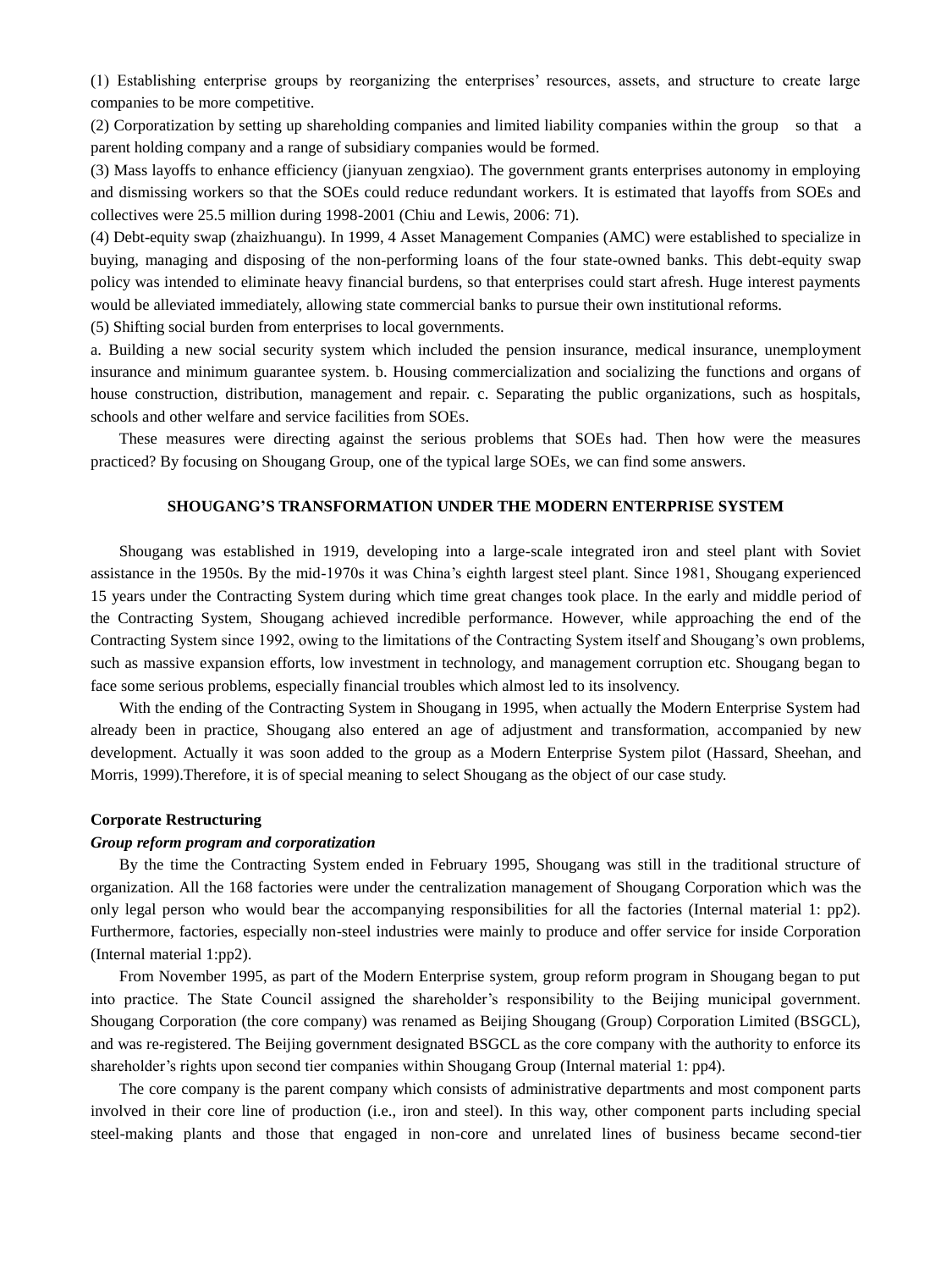(1) Establishing enterprise groups by reorganizing the enterprises' resources, assets, and structure to create large companies to be more competitive.

(2) Corporatization by setting up shareholding companies and limited liability companies within the group so that a parent holding company and a range of subsidiary companies would be formed.

(3) Mass layoffs to enhance efficiency (jianyuan zengxiao). The government grants enterprises autonomy in employing and dismissing workers so that the SOEs could reduce redundant workers. It is estimated that layoffs from SOEs and collectives were 25.5 million during 1998-2001 (Chiu and Lewis, 2006: 71).

(4) Debt-equity swap (zhaizhuangu). In 1999, 4 Asset Management Companies (AMC) were established to specialize in buying, managing and disposing of the non-performing loans of the four state-owned banks. This debt-equity swap policy was intended to eliminate heavy financial burdens, so that enterprises could start afresh. Huge interest payments would be alleviated immediately, allowing state commercial banks to pursue their own institutional reforms.

(5) Shifting social burden from enterprises to local governments.

a. Building a new social security system which included the pension insurance, medical insurance, unemployment insurance and minimum guarantee system. b. Housing commercialization and socializing the functions and organs of house construction, distribution, management and repair. c. Separating the public organizations, such as hospitals, schools and other welfare and service facilities from SOEs.

These measures were directing against the serious problems that SOEs had. Then how were the measures practiced? By focusing on Shougang Group, one of the typical large SOEs, we can find some answers.

## SHOUGANG'S TRANSFORMATION UNDER THE MODERN ENTERPRISE SYSTEM

Shougang was established in 1919, developing into a large-scale integrated iron and steel plant with Soviet assistance in the 1950s. By the mid-1970s it was China's eighth largest steel plant. Since 1981, Shougang experienced 15 years under the Contracting System during which time great changes took place. In the early and middle period of the Contracting System, Shougang achieved incredible performance. However, while approaching the end of the Contracting System since 1992, owing to the limitations of the Contracting System itself and Shougang's own problems, such as massive expansion efforts, low investment in technology, and management corruption etc. Shougang began to face some serious problems, especially financial troubles which almost led to its insolvency.

With the ending of the Contracting System in Shougang in 1995, when actually the Modern Enterprise System had already been in practice, Shougang also entered an age of adjustment and transformation, accompanied by new development. Actually it was soon added to the group as a Modern Enterprise System pilot (Hassard, Sheehan, and Morris, 1999).Therefore, it is of special meaning to select Shougang as the object of our case study.

### Corporate Restructuring

#### *Group reform program and corporatization*

By the time the Contracting System ended in February 1995, Shougang was still in the traditional structure of organization. All the 168 factories were under the centralization management of Shougang Corporation which was the only legal person who would bear the accompanying responsibilities for all the factories (Internal material 1: pp2). Furthermore, factories, especially non-steel industries were mainly to produce and offer service for inside Corporation (Internal material 1:pp2).

From November 1995, as part of the Modern Enterprise system, group reform program in Shougang began to put into practice. The State Council assigned the shareholder's responsibility to the Beijing municipal government. Shougang Corporation (the core company) was renamed as Beijing Shougang (Group) Corporation Limited (BSGCL), and was re-registered. The Beijing government designated BSGCL as the core company with the authority to enforce its shareholder's rights upon second tier companies within Shougang Group (Internal material 1: pp4).

The core company is the parent company which consists of administrative departments and most component parts involved in their core line of production (i.e., iron and steel). In this way, other component parts including special steel-making plants and those that engaged in non-core and unrelated lines of business became second-tier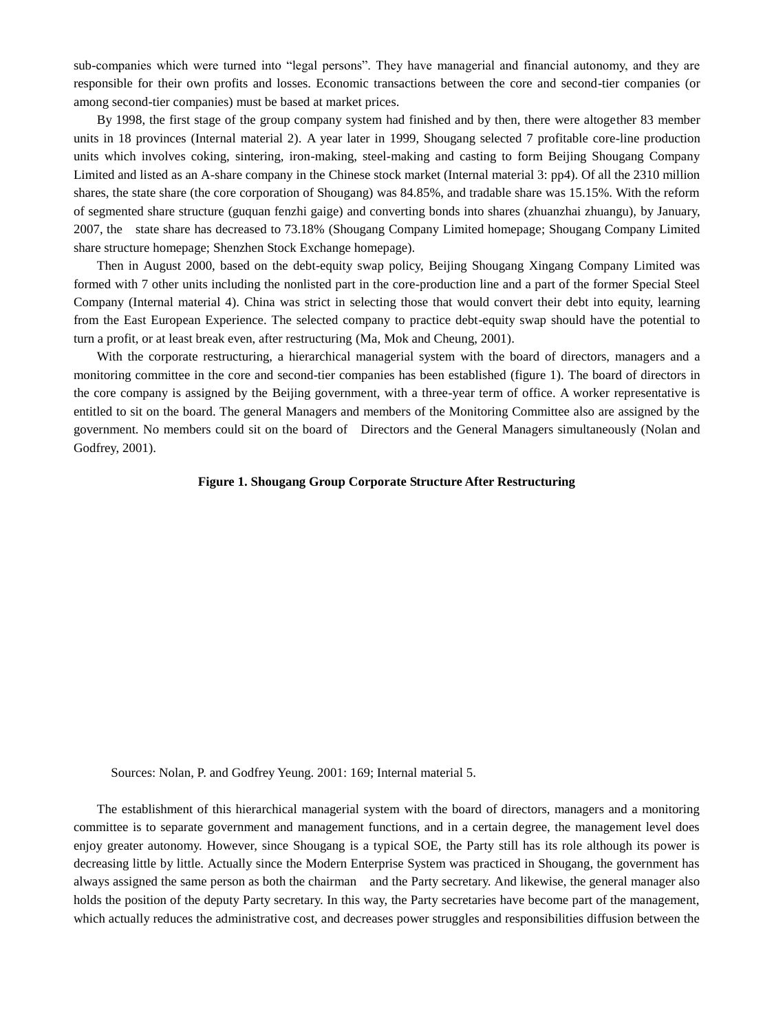sub-companies which were turned into "legal persons". They have managerial and financial autonomy, and they are responsible for their own profits and losses. Economic transactions between the core and second-tier companies (or among second-tier companies) must be based at market prices.

By 1998, the first stage of the group company system had finished and by then, there were altogether 83 member units in 18 provinces (Internal material 2). A year later in 1999, Shougang selected 7 profitable core-line production units which involves coking, sintering, iron-making, steel-making and casting to form Beijing Shougang Company Limited and listed as an A-share company in the Chinese stock market (Internal material 3: pp4). Of all the 2310 million shares, the state share (the core corporation of Shougang) was 84.85%, and tradable share was 15.15%. With the reform of segmented share structure (guquan fenzhi gaige) and converting bonds into shares (zhuanzhai zhuangu), by January, 2007, the state share has decreased to 73.18% (Shougang Company Limited homepage; Shougang Company Limited share structure homepage; Shenzhen Stock Exchange homepage).

Then in August 2000, based on the debt-equity swap policy, Beijing Shougang Xingang Company Limited was formed with 7 other units including the nonlisted part in the core-production line and a part of the former Special Steel Company (Internal material 4). China was strict in selecting those that would convert their debt into equity, learning from the East European Experience. The selected company to practice debt-equity swap should have the potential to turn a profit, or at least break even, after restructuring (Ma, Mok and Cheung, 2001).

With the corporate restructuring, a hierarchical managerial system with the board of directors, managers and a monitoring committee in the core and second-tier companies has been established (figure 1). The board of directors in the core company is assigned by the Beijing government, with a three-year term of office. A worker representative is entitled to sit on the board. The general Managers and members of the Monitoring Committee also are assigned by the government. No members could sit on the board of Directors and the General Managers simultaneously (Nolan and Godfrey, 2001).

**Figure 1. Shougang Group Corporate Structure After Restructuring**

Sources: Nolan, P. and Godfrey Yeung. 2001: 169; Internal material 5.

The establishment of this hierarchical managerial system with the board of directors, managers and a monitoring committee is to separate government and management functions, and in a certain degree, the management level does enjoy greater autonomy. However, since Shougang is a typical SOE, the Party still has its role although its power is decreasing little by little. Actually since the Modern Enterprise System was practiced in Shougang, the government has always assigned the same person as both the chairman and the Party secretary. And likewise, the general manager also holds the position of the deputy Party secretary. In this way, the Party secretaries have become part of the management, which actually reduces the administrative cost, and decreases power struggles and responsibilities diffusion between the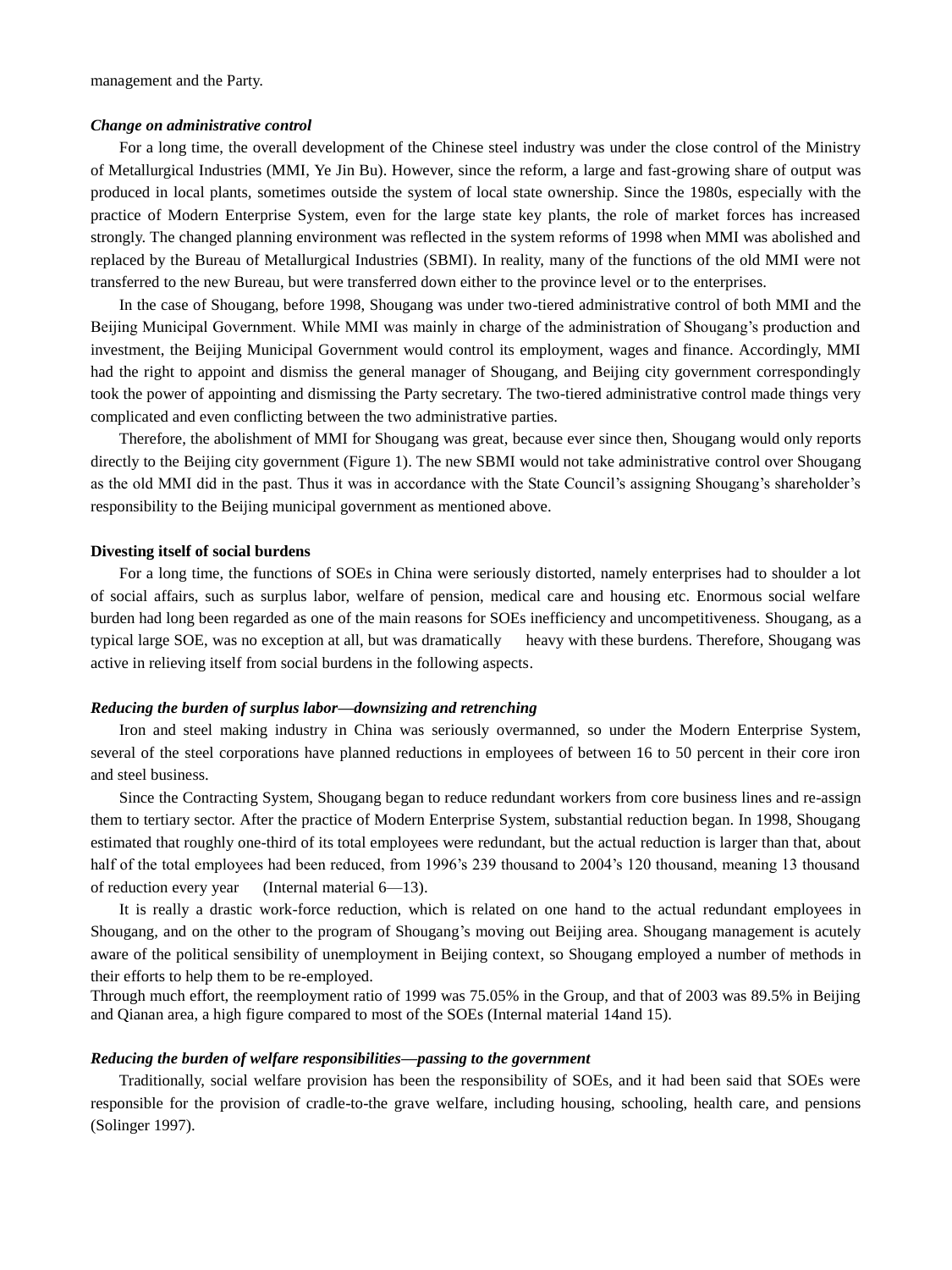management and the Party.

***Change on administrative control***

For a long time, the overall development of the Chinese steel industry was under the close control of the Ministry of Metallurgical Industries (MMI, Ye Jin Bu). However, since the reform, a large and fast-growing share of output was produced in local plants, sometimes outside the system of local state ownership. Since the 1980s, especially with the practice of Modern Enterprise System, even for the large state key plants, the role of market forces has increased strongly. The changed planning environment was reflected in the system reforms of 1998 when MMI was abolished and replaced by the Bureau of Metallurgical Industries (SBMI). In reality, many of the functions of the old MMI were not transferred to the new Bureau, but were transferred down either to the province level or to the enterprises.

In the case of Shougang, before 1998, Shougang was under two-tiered administrative control of both MMI and the Beijing Municipal Government. While MMI was mainly in charge of the administration of Shougang's production and investment, the Beijing Municipal Government would control its employment, wages and finance. Accordingly, MMI had the right to appoint and dismiss the general manager of Shougang, and Beijing city government correspondingly took the power of appointing and dismissing the Party secretary. The two-tiered administrative control made things very complicated and even conflicting between the two administrative parties.

Therefore, the abolishment of MMI for Shougang was great, because ever since then, Shougang would only reports directly to the Beijing city government (Figure 1). The new SBMI would not take administrative control over Shougang as the old MMI did in the past. Thus it was in accordance with the State Council's assigning Shougang's shareholder's responsibility to the Beijing municipal government as mentioned above.

**Divesting itself of social burdens**

For a long time, the functions of SOEs in China were seriously distorted, namely enterprises had to shoulder a lot of social affairs, such as surplus labor, welfare of pension, medical care and housing etc. Enormous social welfare burden had long been regarded as one of the main reasons for SOEs inefficiency and uncompetitiveness. Shougang, as a typical large SOE, was no exception at all, but was dramatically heavy with these burdens. Therefore, Shougang was active in relieving itself from social burdens in the following aspects.

***Reducing the burden of surplus labor—downsizing and retrenching***

Iron and steel making industry in China was seriously overmanned, so under the Modern Enterprise System, several of the steel corporations have planned reductions in employees of between 16 to 50 percent in their core iron and steel business.

Since the Contracting System, Shougang began to reduce redundant workers from core business lines and re-assign them to tertiary sector. After the practice of Modern Enterprise System, substantial reduction began. In 1998, Shougang estimated that roughly one-third of its total employees were redundant, but the actual reduction is larger than that, about half of the total employees had been reduced, from 1996's 239 thousand to 2004's 120 thousand, meaning 13 thousand of reduction every year (Internal material 6—13).

It is really a drastic work-force reduction, which is related on one hand to the actual redundant employees in Shougang, and on the other to the program of Shougang's moving out Beijing area. Shougang management is acutely aware of the political sensibility of unemployment in Beijing context, so Shougang employed a number of methods in their efforts to help them to be re-employed.

Through much effort, the reemployment ratio of 1999 was 75.05% in the Group, and that of 2003 was 89.5% in Beijing and Qianan area, a high figure compared to most of the SOEs (Internal material 14and 15).

***Reducing the burden of welfare responsibilities—passing to the government***

Traditionally, social welfare provision has been the responsibility of SOEs, and it had been said that SOEs were responsible for the provision of cradle-to-the grave welfare, including housing, schooling, health care, and pensions (Solinger 1997).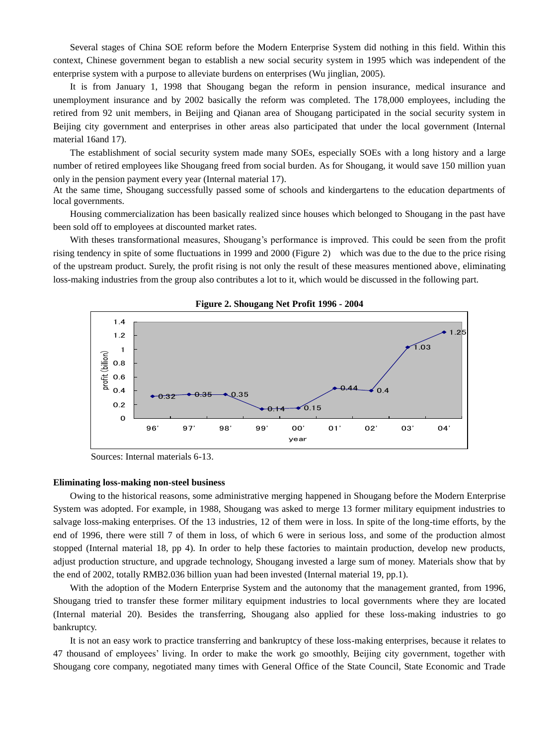Several stages of China SOE reform before the Modern Enterprise System did nothing in this field. Within this context, Chinese government began to establish a new social security system in 1995 which was independent of the enterprise system with a purpose to alleviate burdens on enterprises (Wu jinglian, 2005).

It is from January 1, 1998 that Shougang began the reform in pension insurance, medical insurance and unemployment insurance and by 2002 basically the reform was completed. The 178,000 employees, including the retired from 92 unit members, in Beijing and Qianan area of Shougang participated in the social security system in Beijing city government and enterprises in other areas also participated that under the local government (Internal material 16and 17).

The establishment of social security system made many SOEs, especially SOEs with a long history and a large number of retired employees like Shougang freed from social burden. As for Shougang, it would save 150 million yuan only in the pension payment every year (Internal material 17).

At the same time, Shougang successfully passed some of schools and kindergartens to the education departments of local governments.

Housing commercialization has been basically realized since houses which belonged to Shougang in the past have been sold off to employees at discounted market rates.

With theses transformational measures, Shougang's performance is improved. This could be seen from the profit rising tendency in spite of some fluctuations in 1999 and 2000 (Figure 2) which was due to the due to the price rising of the upstream product. Surely, the profit rising is not only the result of these measures mentioned above, eliminating loss-making industries from the group also contributes a lot to it, which would be discussed in the following part.

**Figure 2. Shougang Net Profit 1996 - 2004**

| year | 96' | 97' | 98' | 99' | 00' | 01' | 02' | 03' | 04' |
|---|---|---|---|---|---|---|---|---|---|
| profit (billion) | 0.32 | 0.35 | 0.35 | 0.14 | 0.15 | 0.44 | 0.4 | 1.03 | 1.25 |

Sources: Internal materials 6-13.

**Eliminating loss-making non-steel business**

Owing to the historical reasons, some administrative merging happened in Shougang before the Modern Enterprise System was adopted. For example, in 1988, Shougang was asked to merge 13 former military equipment industries to salvage loss-making enterprises. Of the 13 industries, 12 of them were in loss. In spite of the long-time efforts, by the end of 1996, there were still 7 of them in loss, of which 6 were in serious loss, and some of the production almost stopped (Internal material 18, pp 4). In order to help these factories to maintain production, develop new products, adjust production structure, and upgrade technology, Shougang invested a large sum of money. Materials show that by the end of 2002, totally RMB2.036 billion yuan had been invested (Internal material 19, pp.1).

With the adoption of the Modern Enterprise System and the autonomy that the management granted, from 1996, Shougang tried to transfer these former military equipment industries to local governments where they are located (Internal material 20). Besides the transferring, Shougang also applied for these loss-making industries to go bankruptcy.

It is not an easy work to practice transferring and bankruptcy of these loss-making enterprises, because it relates to 47 thousand of employees' living. In order to make the work go smoothly, Beijing city government, together with Shougang core company, negotiated many times with General Office of the State Council, State Economic and Trade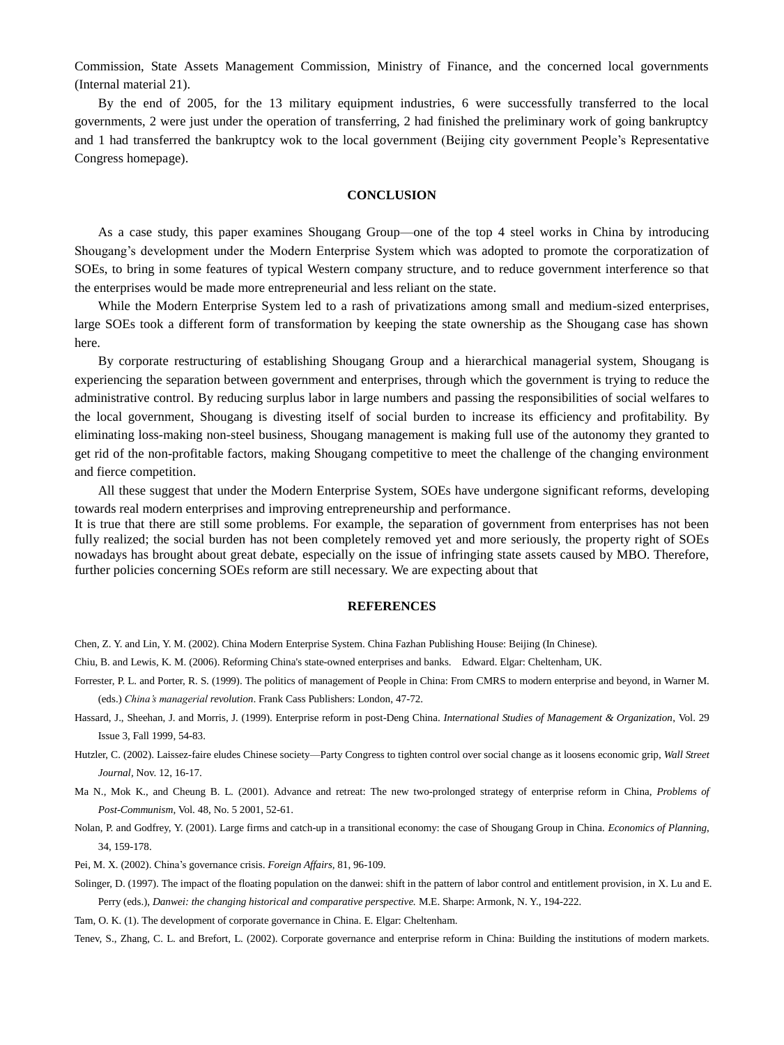Commission, State Assets Management Commission, Ministry of Finance, and the concerned local governments (Internal material 21).

By the end of 2005, for the 13 military equipment industries, 6 were successfully transferred to the local governments, 2 were just under the operation of transferring, 2 had finished the preliminary work of going bankruptcy and 1 had transferred the bankruptcy wok to the local government (Beijing city government People's Representative Congress homepage).

## CONCLUSION

As a case study, this paper examines Shougang Group—one of the top 4 steel works in China by introducing Shougang's development under the Modern Enterprise System which was adopted to promote the corporatization of SOEs, to bring in some features of typical Western company structure, and to reduce government interference so that the enterprises would be made more entrepreneurial and less reliant on the state.

While the Modern Enterprise System led to a rash of privatizations among small and medium-sized enterprises, large SOEs took a different form of transformation by keeping the state ownership as the Shougang case has shown here.

By corporate restructuring of establishing Shougang Group and a hierarchical managerial system, Shougang is experiencing the separation between government and enterprises, through which the government is trying to reduce the administrative control. By reducing surplus labor in large numbers and passing the responsibilities of social welfares to the local government, Shougang is divesting itself of social burden to increase its efficiency and profitability. By eliminating loss-making non-steel business, Shougang management is making full use of the autonomy they granted to get rid of the non-profitable factors, making Shougang competitive to meet the challenge of the changing environment and fierce competition.

All these suggest that under the Modern Enterprise System, SOEs have undergone significant reforms, developing towards real modern enterprises and improving entrepreneurship and performance.

It is true that there are still some problems. For example, the separation of government from enterprises has not been fully realized; the social burden has not been completely removed yet and more seriously, the property right of SOEs nowadays has brought about great debate, especially on the issue of infringing state assets caused by MBO. Therefore, further policies concerning SOEs reform are still necessary. We are expecting about that

## REFERENCES

Chen, Z. Y. and Lin, Y. M. (2002). China Modern Enterprise System. China Fazhan Publishing House: Beijing (In Chinese).

Chiu, B. and Lewis, K. M. (2006). Reforming China's state-owned enterprises and banks. Edward. Elgar: Cheltenham, UK.

Forrester, P. L. and Porter, R. S. (1999). The politics of management of People in China: From CMRS to modern enterprise and beyond, in Warner M. (eds.) *China's managerial revolution*. Frank Cass Publishers: London, 47-72.

Hassard, J., Sheehan, J. and Morris, J. (1999). Enterprise reform in post-Deng China. *International Studies of Management & Organization*, Vol. 29 Issue 3, Fall 1999, 54-83.

Hutzler, C. (2002). Laissez-faire eludes Chinese society—Party Congress to tighten control over social change as it loosens economic grip, *Wall Street Journal*, Nov. 12, 16-17.

Ma N., Mok K., and Cheung B. L. (2001). Advance and retreat: The new two-prolonged strategy of enterprise reform in China, *Problems of Post-Communism*, Vol. 48, No. 5 2001, 52-61.

Nolan, P. and Godfrey, Y. (2001). Large firms and catch-up in a transitional economy: the case of Shougang Group in China. *Economics of Planning*, 34, 159-178.

Pei, M. X. (2002). China's governance crisis. *Foreign Affairs*, 81, 96-109.

Solinger, D. (1997). The impact of the floating population on the danwei: shift in the pattern of labor control and entitlement provision, in X. Lu and E. Perry (eds.), *Danwei: the changing historical and comparative perspective.* M.E. Sharpe: Armonk, N. Y., 194-222.

Tam, O. K. (1). The development of corporate governance in China. E. Elgar: Cheltenham.

Tenev, S., Zhang, C. L. and Brefort, L. (2002). Corporate governance and enterprise reform in China: Building the institutions of modern markets.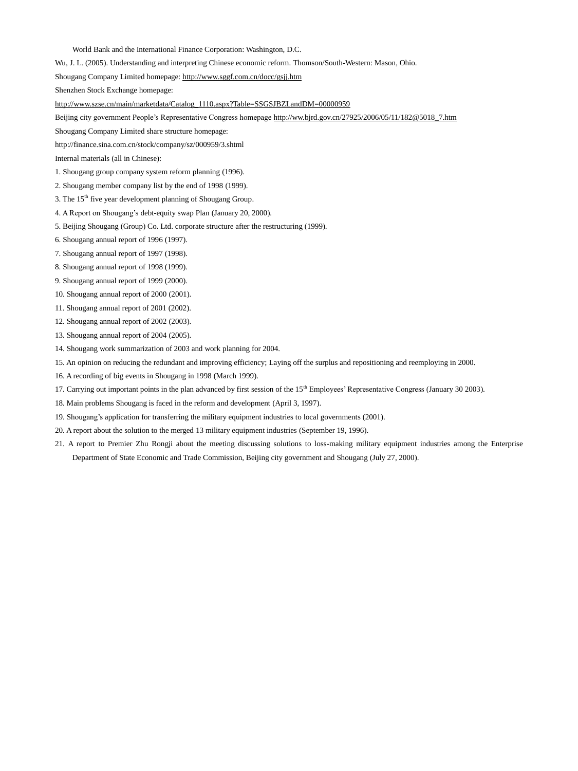World Bank and the International Finance Corporation: Washington, D.C.

Wu, J. L. (2005). Understanding and interpreting Chinese economic reform. Thomson/South-Western: Mason, Ohio.

Shougang Company Limited homepage: http://www.sggf.com.cn/docc/gsjj.htm

Shenzhen Stock Exchange homepage:

http://www.szse.cn/main/marketdata/Catalog_1110.aspx?Table=SSGSJBZLandDM=00000959

Beijing city government People's Representative Congress homepage http://ww.bjrd.gov.cn/27925/2006/05/11/182@5018_7.htm

Shougang Company Limited share structure homepage:

http://finance.sina.com.cn/stock/company/sz/000959/3.shtml

Internal materials (all in Chinese):

1. Shougang group company system reform planning (1996).
2. Shougang member company list by the end of 1998 (1999).
3. The 15th five year development planning of Shougang Group.
4. A Report on Shougang's debt-equity swap Plan (January 20, 2000).
5. Beijing Shougang (Group) Co. Ltd. corporate structure after the restructuring (1999).
6. Shougang annual report of 1996 (1997).
7. Shougang annual report of 1997 (1998).
8. Shougang annual report of 1998 (1999).
9. Shougang annual report of 1999 (2000).
10. Shougang annual report of 2000 (2001).
11. Shougang annual report of 2001 (2002).
12. Shougang annual report of 2002 (2003).
13. Shougang annual report of 2004 (2005).
14. Shougang work summarization of 2003 and work planning for 2004.
15. An opinion on reducing the redundant and improving efficiency; Laying off the surplus and repositioning and reemploying in 2000.
16. A recording of big events in Shougang in 1998 (March 1999).
17. Carrying out important points in the plan advanced by first session of the 15th Employees' Representative Congress (January 30 2003).
18. Main problems Shougang is faced in the reform and development (April 3, 1997).
19. Shougang's application for transferring the military equipment industries to local governments (2001).
20. A report about the solution to the merged 13 military equipment industries (September 19, 1996).
21. A report to Premier Zhu Rongji about the meeting discussing solutions to loss-making military equipment industries among the Enterprise Department of State Economic and Trade Commission, Beijing city government and Shougang (July 27, 2000).